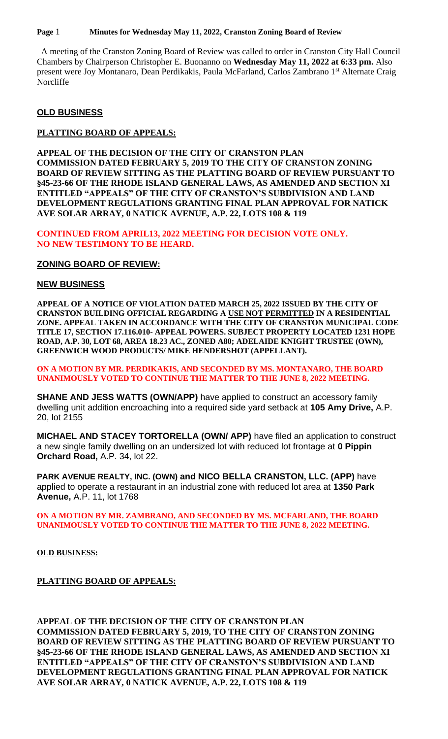A meeting of the Cranston Zoning Board of Review was called to order in Cranston City Hall Council Chambers by Chairperson Christopher E. Buonanno on **Wednesday May 11, 2022 at 6:33 pm.** Also present were Joy Montanaro, Dean Perdikakis, Paula McFarland, Carlos Zambrano 1st Alternate Craig Norcliffe

## OLD BUSINESS

### PLATTING BOARD OF APPEALS:

**APPEAL OF THE DECISION OF THE CITY OF CRANSTON PLAN COMMISSION DATED FEBRUARY 5, 2019 TO THE CITY OF CRANSTON ZONING BOARD OF REVIEW SITTING AS THE PLATTING BOARD OF REVIEW PURSUANT TO §45-23-66 OF THE RHODE ISLAND GENERAL LAWS, AS AMENDED AND SECTION XI ENTITLED "APPEALS" OF THE CITY OF CRANSTON'S SUBDIVISION AND LAND DEVELOPMENT REGULATIONS GRANTING FINAL PLAN APPROVAL FOR NATICK AVE SOLAR ARRAY, 0 NATICK AVENUE, A.P. 22, LOTS 108 & 119**

**CONTINUED FROM APRIL13, 2022 MEETING FOR DECISION VOTE ONLY. NO NEW TESTIMONY TO BE HEARD.**

### ZONING BOARD OF REVIEW:

## NEW BUSINESS

**APPEAL OF A NOTICE OF VIOLATION DATED MARCH 25, 2022 ISSUED BY THE CITY OF CRANSTON BUILDING OFFICIAL REGARDING A USE NOT PERMITTED IN A RESIDENTIAL ZONE. APPEAL TAKEN IN ACCORDANCE WITH THE CITY OF CRANSTON MUNICIPAL CODE TITLE 17, SECTION 17.116.010- APPEAL POWERS. SUBJECT PROPERTY LOCATED 1231 HOPE ROAD, A.P. 30, LOT 68, AREA 18.23 AC., ZONED A80; ADELAIDE KNIGHT TRUSTEE (OWN), GREENWICH WOOD PRODUCTS/ MIKE HENDERSHOT (APPELLANT).**

**ON A MOTION BY MR. PERDIKAKIS, AND SECONDED BY MS. MONTANARO, THE BOARD UNANIMOUSLY VOTED TO CONTINUE THE MATTER TO THE JUNE 8, 2022 MEETING.**

**SHANE AND JESS WATTS (OWN/APP)** have applied to construct an accessory family dwelling unit addition encroaching into a required side yard setback at **105 Amy Drive,** A.P. 20, lot 2155

**MICHAEL AND STACEY TORTORELLA (OWN/ APP)** have filed an application to construct a new single family dwelling on an undersized lot with reduced lot frontage at **0 Pippin Orchard Road,** A.P. 34, lot 22.

**PARK AVENUE REALTY, INC. (OWN) and NICO BELLA CRANSTON, LLC. (APP)** have applied to operate a restaurant in an industrial zone with reduced lot area at **1350 Park Avenue,** A.P. 11, lot 1768

**ON A MOTION BY MR. ZAMBRANO, AND SECONDED BY MS. MCFARLAND, THE BOARD UNANIMOUSLY VOTED TO CONTINUE THE MATTER TO THE JUNE 8, 2022 MEETING.**

## OLD BUSINESS:

### PLATTING BOARD OF APPEALS:

**APPEAL OF THE DECISION OF THE CITY OF CRANSTON PLAN COMMISSION DATED FEBRUARY 5, 2019, TO THE CITY OF CRANSTON ZONING BOARD OF REVIEW SITTING AS THE PLATTING BOARD OF REVIEW PURSUANT TO §45-23-66 OF THE RHODE ISLAND GENERAL LAWS, AS AMENDED AND SECTION XI ENTITLED "APPEALS" OF THE CITY OF CRANSTON'S SUBDIVISION AND LAND DEVELOPMENT REGULATIONS GRANTING FINAL PLAN APPROVAL FOR NATICK AVE SOLAR ARRAY, 0 NATICK AVENUE, A.P. 22, LOTS 108 & 119**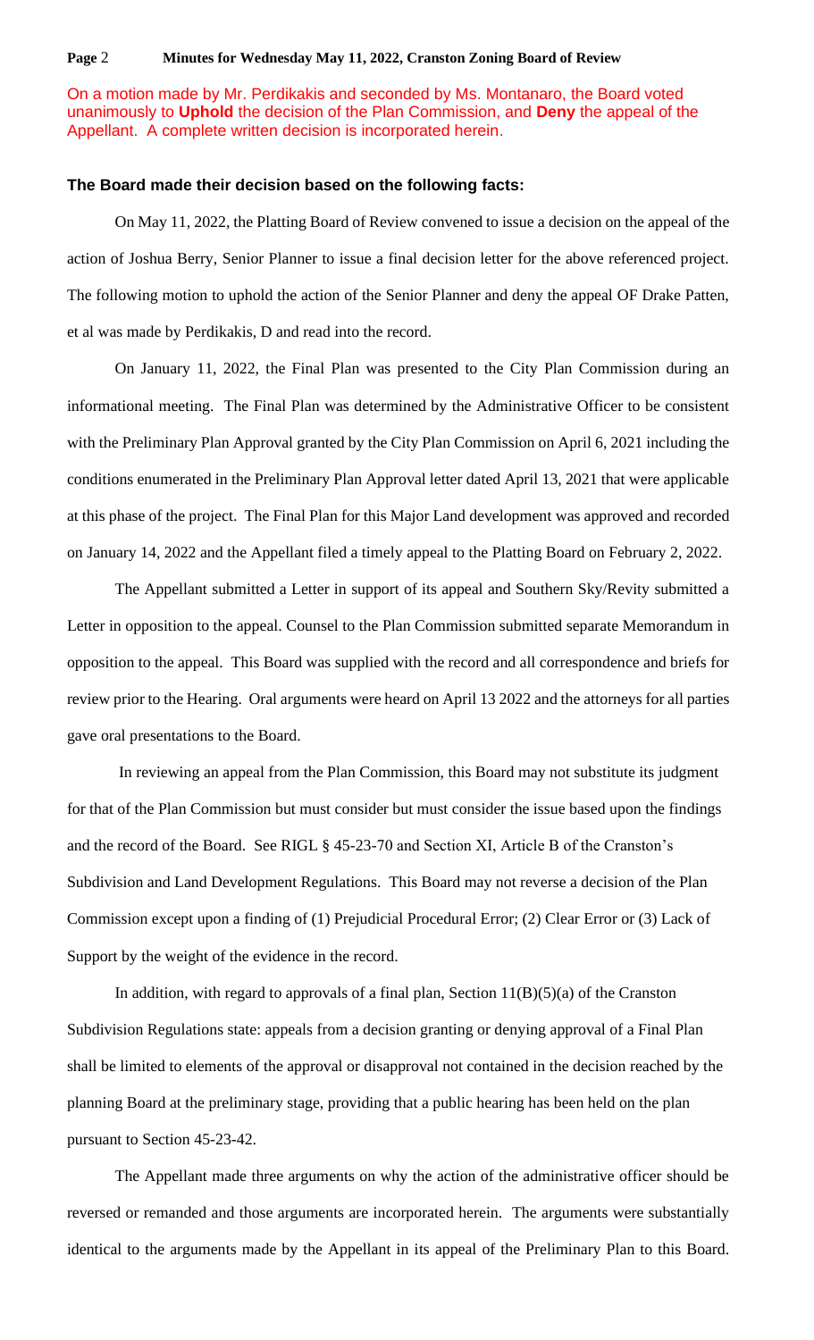On a motion made by Mr. Perdikakis and seconded by Ms. Montanaro, the Board voted unanimously to **Uphold** the decision of the Plan Commission, and **Deny** the appeal of the Appellant. A complete written decision is incorporated herein.

**The Board made their decision based on the following facts:**

On May 11, 2022, the Platting Board of Review convened to issue a decision on the appeal of the action of Joshua Berry, Senior Planner to issue a final decision letter for the above referenced project. The following motion to uphold the action of the Senior Planner and deny the appeal OF Drake Patten, et al was made by Perdikakis, D and read into the record.

On January 11, 2022, the Final Plan was presented to the City Plan Commission during an informational meeting. The Final Plan was determined by the Administrative Officer to be consistent with the Preliminary Plan Approval granted by the City Plan Commission on April 6, 2021 including the conditions enumerated in the Preliminary Plan Approval letter dated April 13, 2021 that were applicable at this phase of the project. The Final Plan for this Major Land development was approved and recorded on January 14, 2022 and the Appellant filed a timely appeal to the Platting Board on February 2, 2022.

The Appellant submitted a Letter in support of its appeal and Southern Sky/Revity submitted a Letter in opposition to the appeal. Counsel to the Plan Commission submitted separate Memorandum in opposition to the appeal. This Board was supplied with the record and all correspondence and briefs for review prior to the Hearing. Oral arguments were heard on April 13 2022 and the attorneys for all parties gave oral presentations to the Board.

In reviewing an appeal from the Plan Commission, this Board may not substitute its judgment for that of the Plan Commission but must consider but must consider the issue based upon the findings and the record of the Board. See RIGL § 45-23-70 and Section XI, Article B of the Cranston's Subdivision and Land Development Regulations. This Board may not reverse a decision of the Plan Commission except upon a finding of (1) Prejudicial Procedural Error; (2) Clear Error or (3) Lack of Support by the weight of the evidence in the record.

In addition, with regard to approvals of a final plan, Section 11(B)(5)(a) of the Cranston Subdivision Regulations state: appeals from a decision granting or denying approval of a Final Plan shall be limited to elements of the approval or disapproval not contained in the decision reached by the planning Board at the preliminary stage, providing that a public hearing has been held on the plan pursuant to Section 45-23-42.

The Appellant made three arguments on why the action of the administrative officer should be reversed or remanded and those arguments are incorporated herein. The arguments were substantially identical to the arguments made by the Appellant in its appeal of the Preliminary Plan to this Board.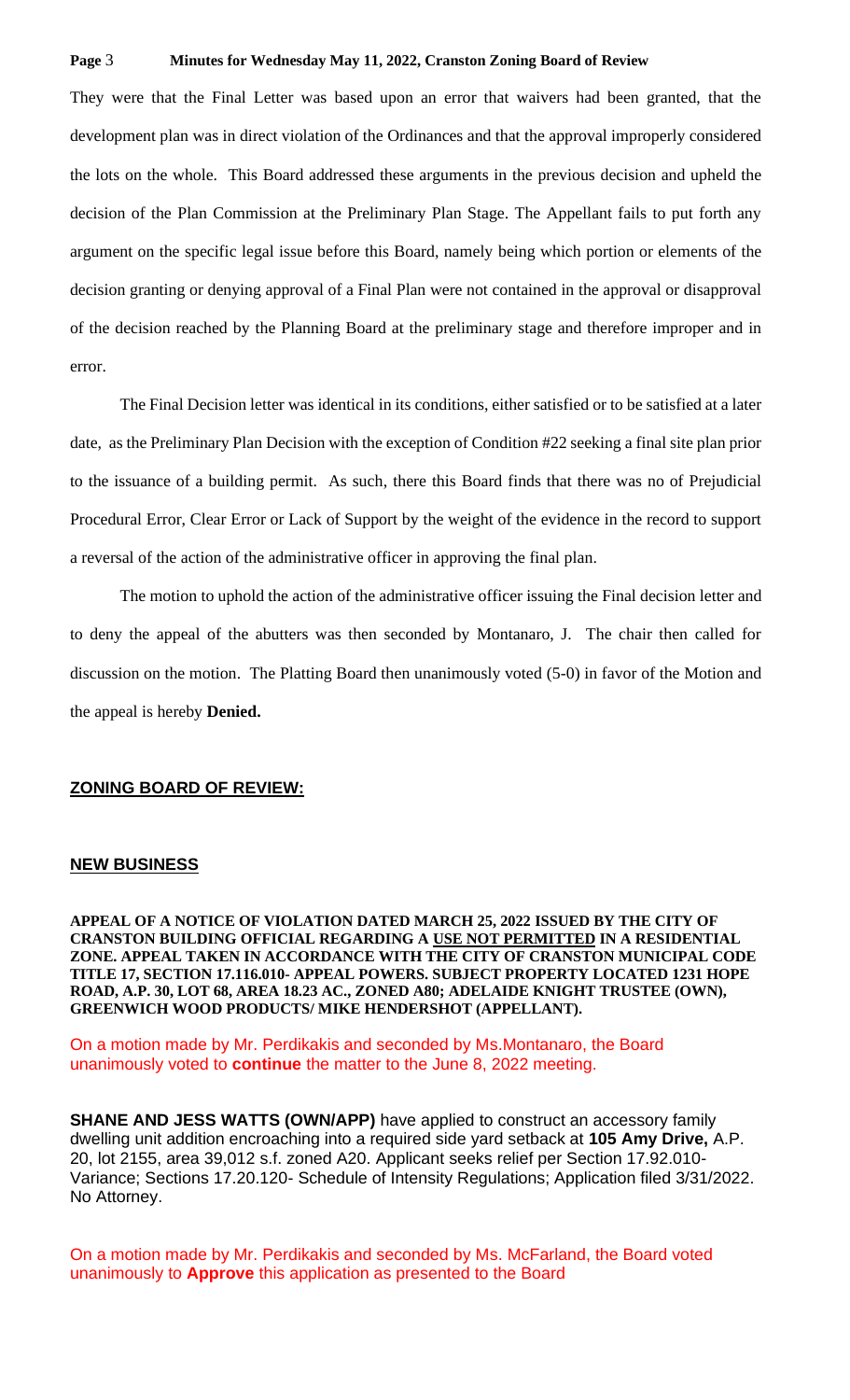They were that the Final Letter was based upon an error that waivers had been granted, that the development plan was in direct violation of the Ordinances and that the approval improperly considered the lots on the whole. This Board addressed these arguments in the previous decision and upheld the decision of the Plan Commission at the Preliminary Plan Stage. The Appellant fails to put forth any argument on the specific legal issue before this Board, namely being which portion or elements of the decision granting or denying approval of a Final Plan were not contained in the approval or disapproval of the decision reached by the Planning Board at the preliminary stage and therefore improper and in error.

The Final Decision letter was identical in its conditions, either satisfied or to be satisfied at a later date, as the Preliminary Plan Decision with the exception of Condition #22 seeking a final site plan prior to the issuance of a building permit. As such, there this Board finds that there was no of Prejudicial Procedural Error, Clear Error or Lack of Support by the weight of the evidence in the record to support a reversal of the action of the administrative officer in approving the final plan.

The motion to uphold the action of the administrative officer issuing the Final decision letter and to deny the appeal of the abutters was then seconded by Montanaro, J. The chair then called for discussion on the motion. The Platting Board then unanimously voted (5-0) in favor of the Motion and the appeal is hereby **Denied.**

## ZONING BOARD OF REVIEW:

## NEW BUSINESS

**APPEAL OF A NOTICE OF VIOLATION DATED MARCH 25, 2022 ISSUED BY THE CITY OF CRANSTON BUILDING OFFICIAL REGARDING A USE NOT PERMITTED IN A RESIDENTIAL ZONE. APPEAL TAKEN IN ACCORDANCE WITH THE CITY OF CRANSTON MUNICIPAL CODE TITLE 17, SECTION 17.116.010- APPEAL POWERS. SUBJECT PROPERTY LOCATED 1231 HOPE ROAD, A.P. 30, LOT 68, AREA 18.23 AC., ZONED A80; ADELAIDE KNIGHT TRUSTEE (OWN), GREENWICH WOOD PRODUCTS/ MIKE HENDERSHOT (APPELLANT).**

On a motion made by Mr. Perdikakis and seconded by Ms.Montanaro, the Board unanimously voted to **continue** the matter to the June 8, 2022 meeting.

**SHANE AND JESS WATTS (OWN/APP)** have applied to construct an accessory family dwelling unit addition encroaching into a required side yard setback at **105 Amy Drive,** A.P. 20, lot 2155, area 39,012 s.f. zoned A20. Applicant seeks relief per Section 17.92.010- Variance; Sections 17.20.120- Schedule of Intensity Regulations; Application filed 3/31/2022. No Attorney.

On a motion made by Mr. Perdikakis and seconded by Ms. McFarland, the Board voted unanimously to **Approve** this application as presented to the Board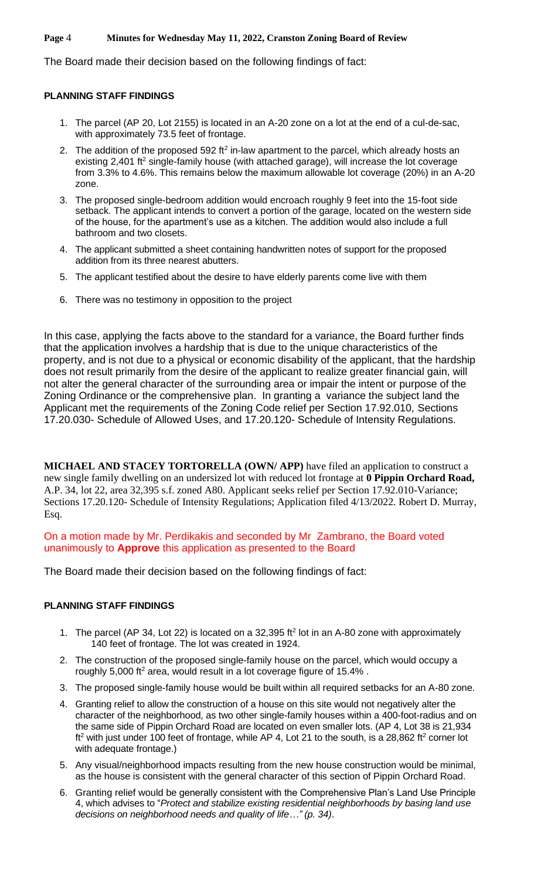The Board made their decision based on the following findings of fact:

**PLANNING STAFF FINDINGS**

1. The parcel (AP 20, Lot 2155) is located in an A-20 zone on a lot at the end of a cul-de-sac, with approximately 73.5 feet of frontage.
2. The addition of the proposed 592 $ft^2$ in-law apartment to the parcel, which already hosts an existing 2,401 $ft^2$ single-family house (with attached garage), will increase the lot coverage from 3.3% to 4.6%. This remains below the maximum allowable lot coverage (20%) in an A-20 zone.
3. The proposed single-bedroom addition would encroach roughly 9 feet into the 15-foot side setback. The applicant intends to convert a portion of the garage, located on the western side of the house, for the apartment's use as a kitchen. The addition would also include a full bathroom and two closets.
4. The applicant submitted a sheet containing handwritten notes of support for the proposed addition from its three nearest abutters.
5. The applicant testified about the desire to have elderly parents come live with them
6. There was no testimony in opposition to the project

In this case, applying the facts above to the standard for a variance, the Board further finds that the application involves a hardship that is due to the unique characteristics of the property, and is not due to a physical or economic disability of the applicant, that the hardship does not result primarily from the desire of the applicant to realize greater financial gain, will not alter the general character of the surrounding area or impair the intent or purpose of the Zoning Ordinance or the comprehensive plan. In granting a variance the subject land the Applicant met the requirements of the Zoning Code relief per Section 17.92.010, Sections 17.20.030- Schedule of Allowed Uses, and 17.20.120- Schedule of Intensity Regulations.

**MICHAEL AND STACEY TORTORELLA (OWN/ APP)** have filed an application to construct a new single family dwelling on an undersized lot with reduced lot frontage at **0 Pippin Orchard Road,** A.P. 34, lot 22, area 32,395 s.f. zoned A80. Applicant seeks relief per Section 17.92.010-Variance; Sections 17.20.120- Schedule of Intensity Regulations; Application filed 4/13/2022. Robert D. Murray, Esq.

On a motion made by Mr. Perdikakis and seconded by Mr Zambrano, the Board voted unanimously to **Approve** this application as presented to the Board

The Board made their decision based on the following findings of fact:

**PLANNING STAFF FINDINGS**

1. The parcel (AP 34, Lot 22) is located on a 32,395 $ft^2$ lot in an A-80 zone with approximately 140 feet of frontage. The lot was created in 1924.
2. The construction of the proposed single-family house on the parcel, which would occupy a roughly 5,000 $ft^2$ area, would result in a lot coverage figure of 15.4% .
3. The proposed single-family house would be built within all required setbacks for an A-80 zone.
4. Granting relief to allow the construction of a house on this site would not negatively alter the character of the neighborhood, as two other single-family houses within a 400-foot-radius and on the same side of Pippin Orchard Road are located on even smaller lots. (AP 4, Lot 38 is 21,934 $ft^2$ with just under 100 feet of frontage, while AP 4, Lot 21 to the south, is a 28,862 $ft^2$ corner lot with adequate frontage.)
5. Any visual/neighborhood impacts resulting from the new house construction would be minimal, as the house is consistent with the general character of this section of Pippin Orchard Road.
6. Granting relief would be generally consistent with the Comprehensive Plan's Land Use Principle 4, which advises to "*Protect and stabilize existing residential neighborhoods by basing land use decisions on neighborhood needs and quality of life…" (p. 34).*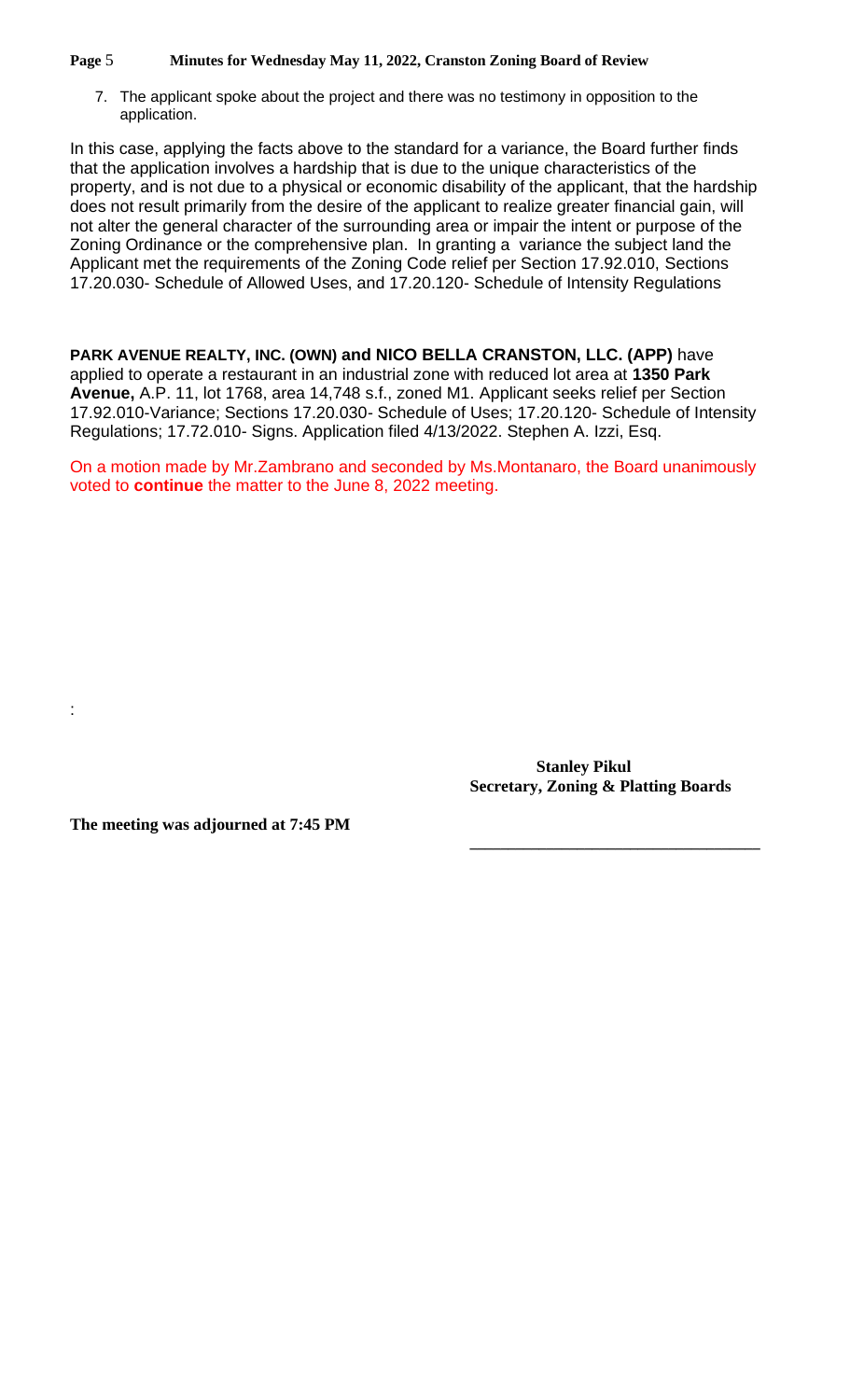7. The applicant spoke about the project and there was no testimony in opposition to the application.

In this case, applying the facts above to the standard for a variance, the Board further finds that the application involves a hardship that is due to the unique characteristics of the property, and is not due to a physical or economic disability of the applicant, that the hardship does not result primarily from the desire of the applicant to realize greater financial gain, will not alter the general character of the surrounding area or impair the intent or purpose of the Zoning Ordinance or the comprehensive plan. In granting a variance the subject land the Applicant met the requirements of the Zoning Code relief per Section 17.92.010, Sections 17.20.030- Schedule of Allowed Uses, and 17.20.120- Schedule of Intensity Regulations

**PARK AVENUE REALTY, INC. (OWN) and NICO BELLA CRANSTON, LLC. (APP)** have applied to operate a restaurant in an industrial zone with reduced lot area at **1350 Park Avenue,** A.P. 11, lot 1768, area 14,748 s.f., zoned M1. Applicant seeks relief per Section 17.92.010-Variance; Sections 17.20.030- Schedule of Uses; 17.20.120- Schedule of Intensity Regulations; 17.72.010- Signs. Application filed 4/13/2022. Stephen A. Izzi, Esq.

On a motion made by Mr.Zambrano and seconded by Ms.Montanaro, the Board unanimously voted to **continue** the matter to the June 8, 2022 meeting.

:

**Stanley Pikul**
**Secretary, Zoning & Platting Boards**

**The meeting was adjourned at 7:45 PM**